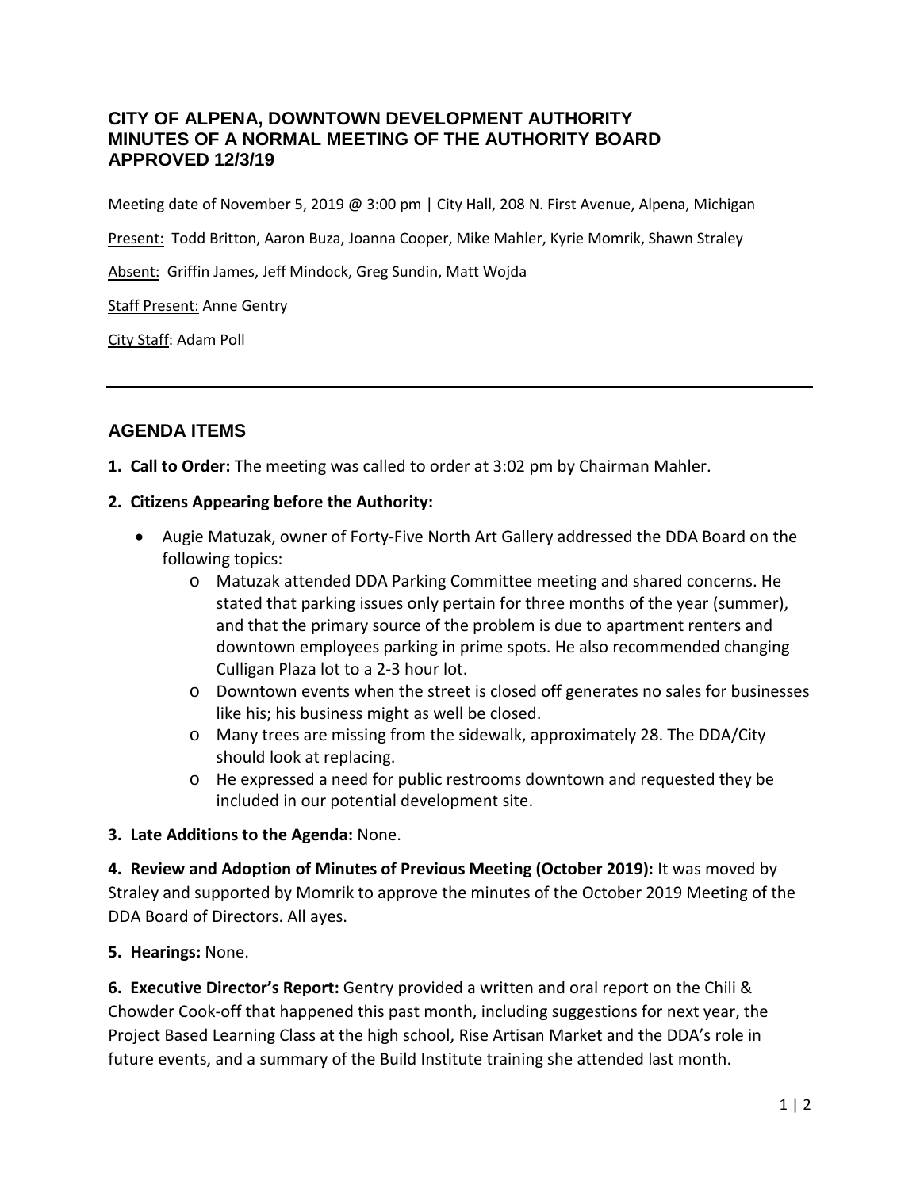# CITY OF ALPENA, DOWNTOWN DEVELOPMENT AUTHORITY
# MINUTES OF A NORMAL MEETING OF THE AUTHORITY BOARD
# APPROVED 12/3/19

Meeting date of November 5, 2019 @ 3:00 pm | City Hall, 208 N. First Avenue, Alpena, Michigan

Present: Todd Britton, Aaron Buza, Joanna Cooper, Mike Mahler, Kyrie Momrik, Shawn Straley

Absent: Griffin James, Jeff Mindock, Greg Sundin, Matt Wojda

Staff Present: Anne Gentry

City Staff: Adam Poll

---

## AGENDA ITEMS

**1. Call to Order:** The meeting was called to order at 3:02 pm by Chairman Mahler.

**2. Citizens Appearing before the Authority:**

- Augie Matuzak, owner of Forty-Five North Art Gallery addressed the DDA Board on the following topics:
  - Matuzak attended DDA Parking Committee meeting and shared concerns. He stated that parking issues only pertain for three months of the year (summer), and that the primary source of the problem is due to apartment renters and downtown employees parking in prime spots. He also recommended changing Culligan Plaza lot to a 2-3 hour lot.
  - Downtown events when the street is closed off generates no sales for businesses like his; his business might as well be closed.
  - Many trees are missing from the sidewalk, approximately 28. The DDA/City should look at replacing.
  - He expressed a need for public restrooms downtown and requested they be included in our potential development site.

**3. Late Additions to the Agenda:** None.

**4. Review and Adoption of Minutes of Previous Meeting (October 2019):** It was moved by Straley and supported by Momrik to approve the minutes of the October 2019 Meeting of the DDA Board of Directors. All ayes.

**5. Hearings:** None.

**6. Executive Director's Report:** Gentry provided a written and oral report on the Chili & Chowder Cook-off that happened this past month, including suggestions for next year, the Project Based Learning Class at the high school, Rise Artisan Market and the DDA's role in future events, and a summary of the Build Institute training she attended last month.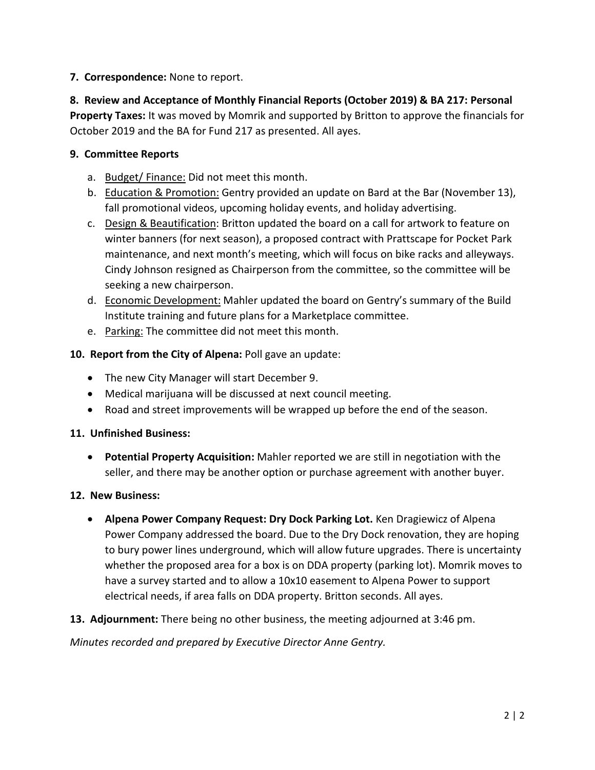**7. Correspondence:** None to report.

**8. Review and Acceptance of Monthly Financial Reports (October 2019) & BA 217: Personal Property Taxes:** It was moved by Momrik and supported by Britton to approve the financials for October 2019 and the BA for Fund 217 as presented. All ayes.

**9. Committee Reports**

a. Budget/ Finance: Did not meet this month.
b. Education & Promotion: Gentry provided an update on Bard at the Bar (November 13), fall promotional videos, upcoming holiday events, and holiday advertising.
c. Design & Beautification: Britton updated the board on a call for artwork to feature on winter banners (for next season), a proposed contract with Prattscape for Pocket Park maintenance, and next month's meeting, which will focus on bike racks and alleyways. Cindy Johnson resigned as Chairperson from the committee, so the committee will be seeking a new chairperson.
d. Economic Development: Mahler updated the board on Gentry's summary of the Build Institute training and future plans for a Marketplace committee.
e. Parking: The committee did not meet this month.

**10. Report from the City of Alpena:** Poll gave an update:

- The new City Manager will start December 9.
- Medical marijuana will be discussed at next council meeting.
- Road and street improvements will be wrapped up before the end of the season.

**11. Unfinished Business:**

- **Potential Property Acquisition:** Mahler reported we are still in negotiation with the seller, and there may be another option or purchase agreement with another buyer.

**12. New Business:**

- **Alpena Power Company Request: Dry Dock Parking Lot.** Ken Dragiewicz of Alpena Power Company addressed the board. Due to the Dry Dock renovation, they are hoping to bury power lines underground, which will allow future upgrades. There is uncertainty whether the proposed area for a box is on DDA property (parking lot). Momrik moves to have a survey started and to allow a 10x10 easement to Alpena Power to support electrical needs, if area falls on DDA property. Britton seconds. All ayes.

**13. Adjournment:** There being no other business, the meeting adjourned at 3:46 pm.

*Minutes recorded and prepared by Executive Director Anne Gentry.*